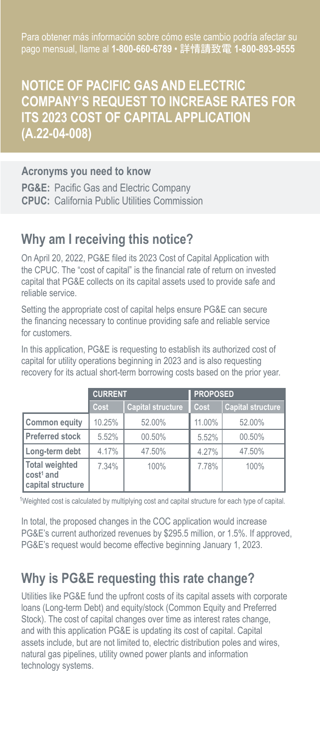Para obtener más información sobre cómo este cambio podría afectar su pago mensual, llame al **1-800-660-6789 • 詳情請致電 1-800-893-9555**

# NOTICE OF PACIFIC GAS AND ELECTRIC COMPANY'S REQUEST TO INCREASE RATES FOR ITS 2023 COST OF CAPITAL APPLICATION (A.22-04-008)

**Acronyms you need to know**

**PG&E:** Pacific Gas and Electric Company
**CPUC:** California Public Utilities Commission

## Why am I receiving this notice?

On April 20, 2022, PG&E filed its 2023 Cost of Capital Application with the CPUC. The "cost of capital" is the financial rate of return on invested capital that PG&E collects on its capital assets used to provide safe and reliable service.

Setting the appropriate cost of capital helps ensure PG&E can secure the financing necessary to continue providing safe and reliable service for customers.

In this application, PG&E is requesting to establish its authorized cost of capital for utility operations beginning in 2023 and is also requesting recovery for its actual short-term borrowing costs based on the prior year.

| | CURRENT | | PROPOSED | |
|---|---|---|---|---|
| | Cost | Capital structure | Cost | Capital structure |
| **Common equity** | 10.25% | 52.00% | 11.00% | 52.00% |
| **Preferred stock** | 5.52% | 00.50% | 5.52% | 00.50% |
| **Long-term debt** | 4.17% | 47.50% | 4.27% | 47.50% |
| **Total weighted cost[1] and capital structure** | 7.34% | 100% | 7.78% | 100% |

[1]Weighted cost is calculated by multiplying cost and capital structure for each type of capital.

In total, the proposed changes in the COC application would increase PG&E's current authorized revenues by $295.5 million, or 1.5%. If approved, PG&E's request would become effective beginning January 1, 2023.

## Why is PG&E requesting this rate change?

Utilities like PG&E fund the upfront costs of its capital assets with corporate loans (Long-term Debt) and equity/stock (Common Equity and Preferred Stock). The cost of capital changes over time as interest rates change, and with this application PG&E is updating its cost of capital. Capital assets include, but are not limited to, electric distribution poles and wires, natural gas pipelines, utility owned power plants and information technology systems.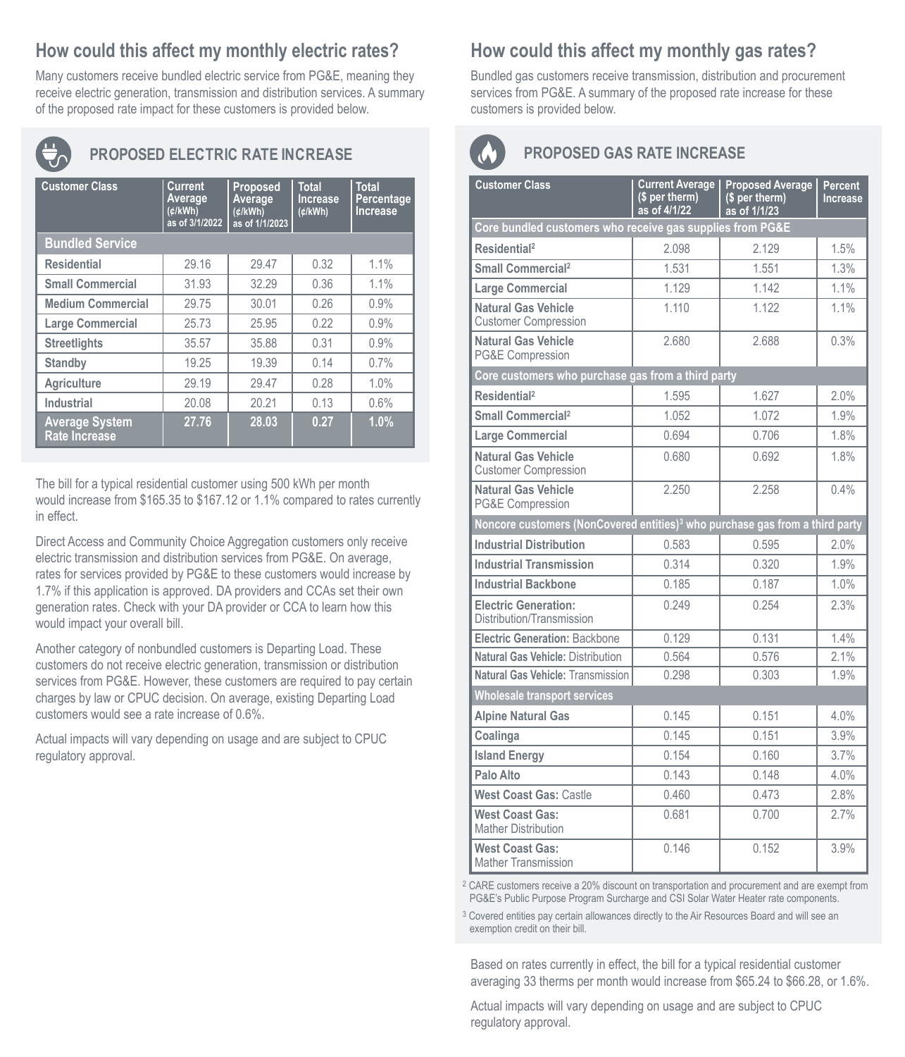## How could this affect my monthly electric rates?

Many customers receive bundled electric service from PG&E, meaning they receive electric generation, transmission and distribution services. A summary of the proposed rate impact for these customers is provided below.

### PROPOSED ELECTRIC RATE INCREASE

| Customer Class | Current Average (¢/kWh) as of 3/1/2022 | Proposed Average (¢/kWh) as of 1/1/2023 | Total Increase (¢/kWh) | Total Percentage Increase |
|---|---|---|---|---|
| **Bundled Service** | | | | |
| **Residential** | 29.16 | 29.47 | 0.32 | 1.1% |
| **Small Commercial** | 31.93 | 32.29 | 0.36 | 1.1% |
| **Medium Commercial** | 29.75 | 30.01 | 0.26 | 0.9% |
| **Large Commercial** | 25.73 | 25.95 | 0.22 | 0.9% |
| **Streetlights** | 35.57 | 35.88 | 0.31 | 0.9% |
| **Standby** | 19.25 | 19.39 | 0.14 | 0.7% |
| **Agriculture** | 29.19 | 29.47 | 0.28 | 1.0% |
| **Industrial** | 20.08 | 20.21 | 0.13 | 0.6% |
| **Average System Rate Increase** | **27.76** | **28.03** | **0.27** | **1.0%** |

The bill for a typical residential customer using 500 kWh per month would increase from $165.35 to $167.12 or 1.1% compared to rates currently in effect.

Direct Access and Community Choice Aggregation customers only receive electric transmission and distribution services from PG&E. On average, rates for services provided by PG&E to these customers would increase by 1.7% if this application is approved. DA providers and CCAs set their own generation rates. Check with your DA provider or CCA to learn how this would impact your overall bill.

Another category of nonbundled customers is Departing Load. These customers do not receive electric generation, transmission or distribution services from PG&E. However, these customers are required to pay certain charges by law or CPUC decision. On average, existing Departing Load customers would see a rate increase of 0.6%.

Actual impacts will vary depending on usage and are subject to CPUC regulatory approval.

## How could this affect my monthly gas rates?

Bundled gas customers receive transmission, distribution and procurement services from PG&E. A summary of the proposed rate increase for these customers is provided below.

### PROPOSED GAS RATE INCREASE

| Customer Class | Current Average ($ per therm) as of 4/1/22 | Proposed Average ($ per therm) as of 1/1/23 | Percent Increase |
|---|---|---|---|
| **Core bundled customers who receive gas supplies from PG&E** | | | |
| **Residential**[2] | 2.098 | 2.129 | 1.5% |
| **Small Commercial**[2] | 1.531 | 1.551 | 1.3% |
| **Large Commercial** | 1.129 | 1.142 | 1.1% |
| **Natural Gas Vehicle** Customer Compression | 1.110 | 1.122 | 1.1% |
| **Natural Gas Vehicle** PG&E Compression | 2.680 | 2.688 | 0.3% |
| **Core customers who purchase gas from a third party** | | | |
| **Residential**[2] | 1.595 | 1.627 | 2.0% |
| **Small Commercial**[2] | 1.052 | 1.072 | 1.9% |
| **Large Commercial** | 0.694 | 0.706 | 1.8% |
| **Natural Gas Vehicle** Customer Compression | 0.680 | 0.692 | 1.8% |
| **Natural Gas Vehicle** PG&E Compression | 2.250 | 2.258 | 0.4% |
| **Noncore customers (NonCovered entities)[3] who purchase gas from a third party** | | | |
| **Industrial Distribution** | 0.583 | 0.595 | 2.0% |
| **Industrial Transmission** | 0.314 | 0.320 | 1.9% |
| **Industrial Backbone** | 0.185 | 0.187 | 1.0% |
| **Electric Generation:** Distribution/Transmission | 0.249 | 0.254 | 2.3% |
| **Electric Generation:** Backbone | 0.129 | 0.131 | 1.4% |
| **Natural Gas Vehicle:** Distribution | 0.564 | 0.576 | 2.1% |
| **Natural Gas Vehicle:** Transmission | 0.298 | 0.303 | 1.9% |
| **Wholesale transport services** | | | |
| **Alpine Natural Gas** | 0.145 | 0.151 | 4.0% |
| **Coalinga** | 0.145 | 0.151 | 3.9% |
| **Island Energy** | 0.154 | 0.160 | 3.7% |
| **Palo Alto** | 0.143 | 0.148 | 4.0% |
| **West Coast Gas:** Castle | 0.460 | 0.473 | 2.8% |
| **West Coast Gas:** Mather Distribution | 0.681 | 0.700 | 2.7% |
| **West Coast Gas:** Mather Transmission | 0.146 | 0.152 | 3.9% |

[2] CARE customers receive a 20% discount on transportation and procurement and are exempt from PG&E's Public Purpose Program Surcharge and CSI Solar Water Heater rate components.

[3] Covered entities pay certain allowances directly to the Air Resources Board and will see an exemption credit on their bill.

Based on rates currently in effect, the bill for a typical residential customer averaging 33 therms per month would increase from $65.24 to $66.28, or 1.6%.

Actual impacts will vary depending on usage and are subject to CPUC regulatory approval.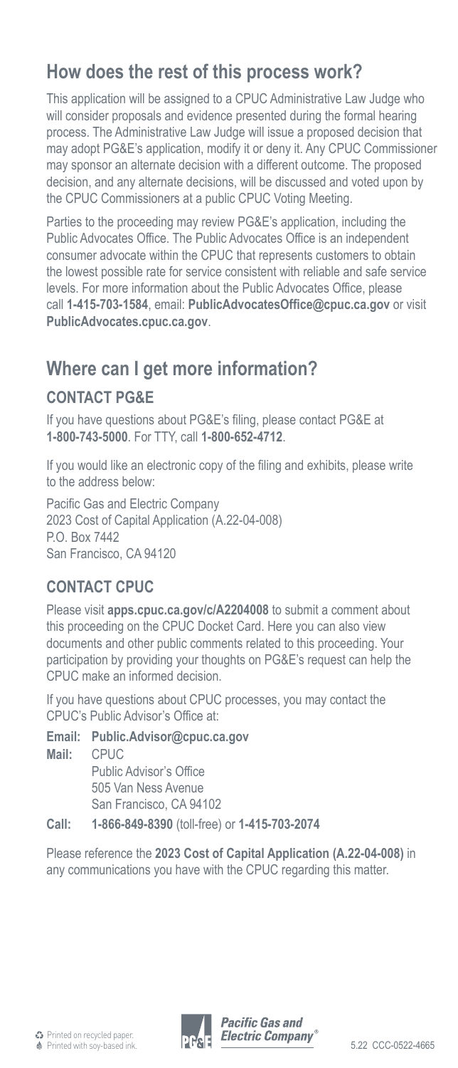## How does the rest of this process work?

This application will be assigned to a CPUC Administrative Law Judge who will consider proposals and evidence presented during the formal hearing process. The Administrative Law Judge will issue a proposed decision that may adopt PG&E's application, modify it or deny it. Any CPUC Commissioner may sponsor an alternate decision with a different outcome. The proposed decision, and any alternate decisions, will be discussed and voted upon by the CPUC Commissioners at a public CPUC Voting Meeting.

Parties to the proceeding may review PG&E's application, including the Public Advocates Office. The Public Advocates Office is an independent consumer advocate within the CPUC that represents customers to obtain the lowest possible rate for service consistent with reliable and safe service levels. For more information about the Public Advocates Office, please call **1-415-703-1584**, email: **PublicAdvocatesOffice@cpuc.ca.gov** or visit **PublicAdvocates.cpuc.ca.gov**.

## Where can I get more information?

### CONTACT PG&E

If you have questions about PG&E's filing, please contact PG&E at **1-800-743-5000**. For TTY, call **1-800-652-4712**.

If you would like an electronic copy of the filing and exhibits, please write to the address below:

Pacific Gas and Electric Company
2023 Cost of Capital Application (A.22-04-008)
P.O. Box 7442
San Francisco, CA 94120

### CONTACT CPUC

Please visit **apps.cpuc.ca.gov/c/A2204008** to submit a comment about this proceeding on the CPUC Docket Card. Here you can also view documents and other public comments related to this proceeding. Your participation by providing your thoughts on PG&E's request can help the CPUC make an informed decision.

If you have questions about CPUC processes, you may contact the CPUC's Public Advisor's Office at:

**Email:** **Public.Advisor@cpuc.ca.gov**

**Mail:** CPUC
Public Advisor's Office
505 Van Ness Avenue
San Francisco, CA 94102

**Call:** **1-866-849-8390** (toll-free) or **1-415-703-2074**

Please reference the **2023 Cost of Capital Application (A.22-04-008)** in any communications you have with the CPUC regarding this matter.

Printed on recycled paper.
Printed with soy-based ink.

Pacific Gas and Electric Company®

5.22 CCC-0522-4665